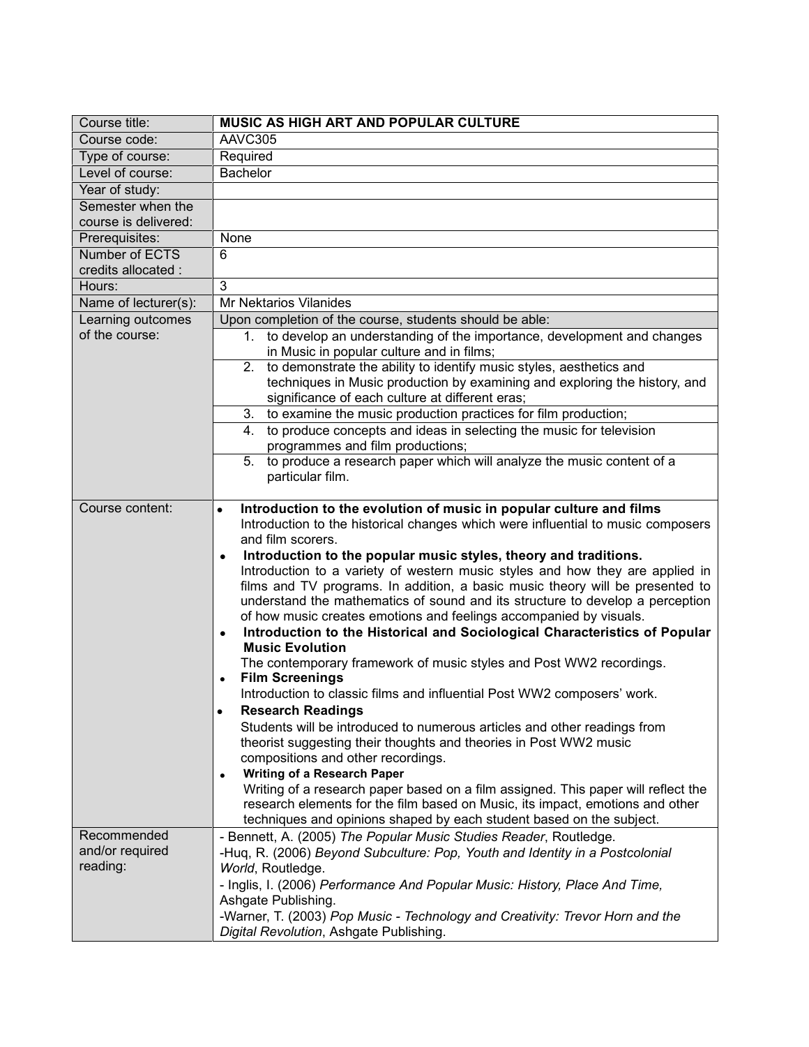| Course title: | **MUSIC AS HIGH ART AND POPULAR CULTURE** |
|---|---|
| Course code: | AAVC305 |
| Type of course: | Required |
| Level of course: | Bachelor |
| Year of study: | |
| Semester when the course is delivered: | |
| Prerequisites: | None |
| Number of ECTS credits allocated : | 6 |
| Hours: | 3 |
| Name of lecturer(s): | Mr Nektarios Vilanides |
| Learning outcomes of the course: | Upon completion of the course, students should be able:<br>1. to develop an understanding of the importance, development and changes in Music in popular culture and in films;<br>2. to demonstrate the ability to identify music styles, aesthetics and techniques in Music production by examining and exploring the history, and significance of each culture at different eras;<br>3. to examine the music production practices for film production;<br>4. to produce concepts and ideas in selecting the music for television programmes and film productions;<br>5. to produce a research paper which will analyze the music content of a particular film. |
| Course content: | • **Introduction to the evolution of music in popular culture and films**<br>Introduction to the historical changes which were influential to music composers and film scorers.<br>• **Introduction to the popular music styles, theory and traditions.**<br>Introduction to a variety of western music styles and how they are applied in films and TV programs. In addition, a basic music theory will be presented to understand the mathematics of sound and its structure to develop a perception of how music creates emotions and feelings accompanied by visuals.<br>• **Introduction to the Historical and Sociological Characteristics of Popular Music Evolution**<br>The contemporary framework of music styles and Post WW2 recordings.<br>• **Film Screenings**<br>Introduction to classic films and influential Post WW2 composers' work.<br>• **Research Readings**<br>Students will be introduced to numerous articles and other readings from theorist suggesting their thoughts and theories in Post WW2 music compositions and other recordings.<br>• **Writing of a Research Paper**<br>Writing of a research paper based on a film assigned. This paper will reflect the research elements for the film based on Music, its impact, emotions and other techniques and opinions shaped by each student based on the subject. |
| Recommended and/or required reading: | - Bennett, A. (2005) *The Popular Music Studies Reader*, Routledge.<br>-Huq, R. (2006) *Beyond Subculture: Pop, Youth and Identity in a Postcolonial World*, Routledge.<br>- Inglis, I. (2006) *Performance And Popular Music: History, Place And Time,* Ashgate Publishing.<br>-Warner, T. (2003) *Pop Music - Technology and Creativity: Trevor Horn and the Digital Revolution*, Ashgate Publishing. |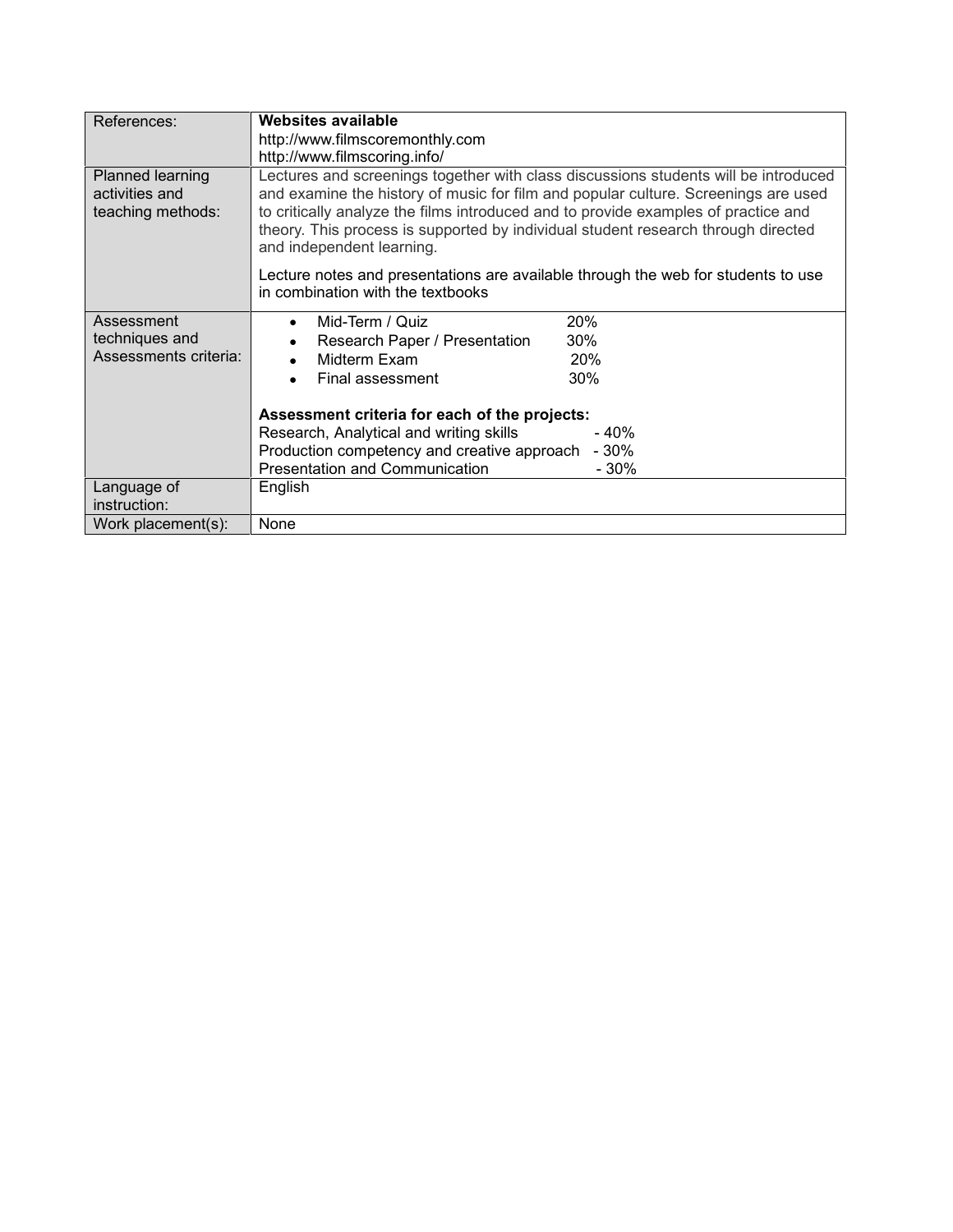| | |
|---|---|
| References: | **Websites available**<br>http://www.filmscoremonthly.com<br>http://www.filmscoring.info/ |
| Planned learning activities and teaching methods: | Lectures and screenings together with class discussions students will be introduced and examine the history of music for film and popular culture. Screenings are used to critically analyze the films introduced and to provide examples of practice and theory. This process is supported by individual student research through directed and independent learning.<br><br>Lecture notes and presentations are available through the web for students to use in combination with the textbooks |
| Assessment techniques and Assessments criteria: | • Mid-Term / Quiz 20%<br>• Research Paper / Presentation 30%<br>• Midterm Exam 20%<br>• Final assessment 30%<br><br>**Assessment criteria for each of the projects:**<br>Research, Analytical and writing skills - 40%<br>Production competency and creative approach - 30%<br>Presentation and Communication - 30% |
| Language of instruction: | English |
| Work placement(s): | None |